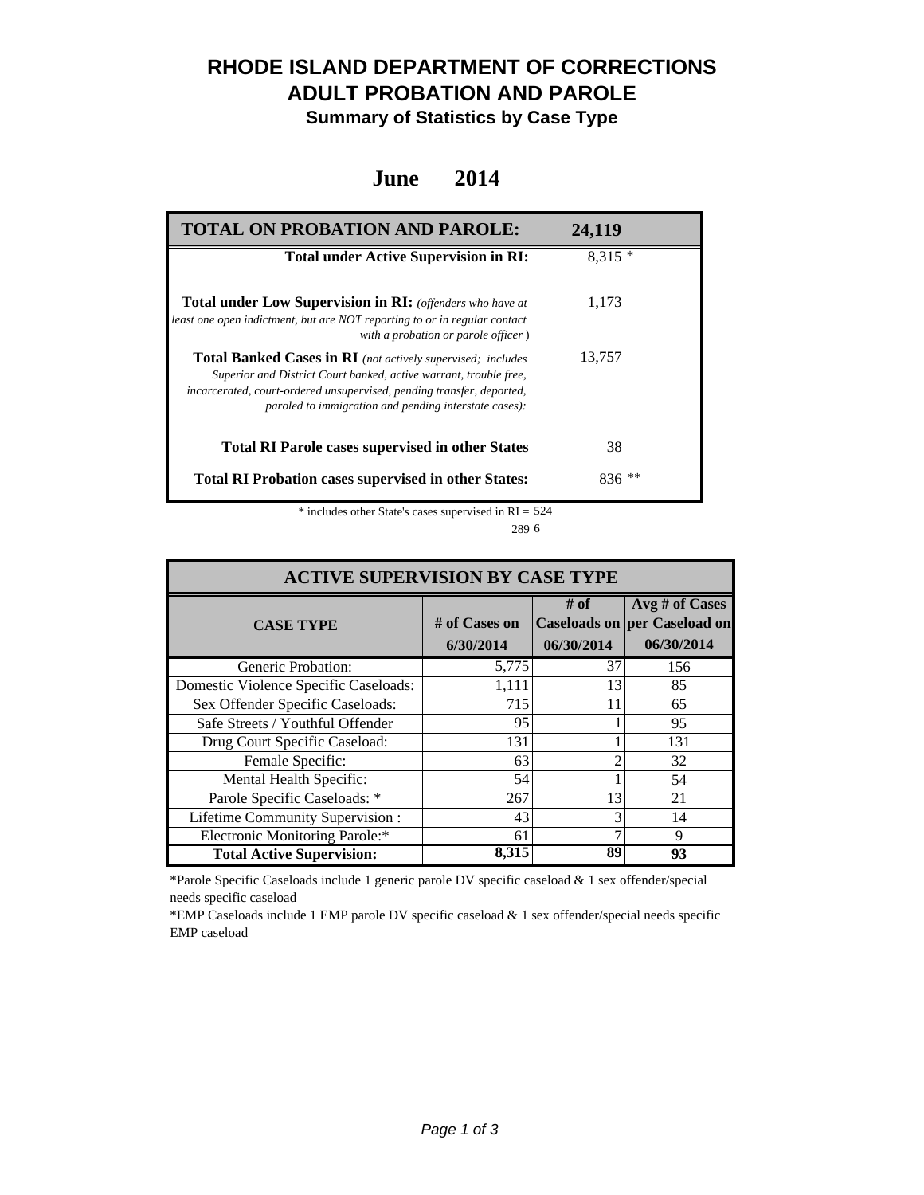# RHODE ISLAND DEPARTMENT OF CORRECTIONS
# ADULT PROBATION AND PAROLE
## Summary of Statistics by Case Type

### June 2014

| TOTAL ON PROBATION AND PAROLE: | 24,119 |
|---|---|
| **Total under Active Supervision in RI:** | 8,315 * |
| **Total under Low Supervision in RI:** *(offenders who have at least one open indictment, but are NOT reporting to or in regular contact with a probation or parole officer )* | 1,173 |
| **Total Banked Cases in RI** *(not actively supervised; includes Superior and District Court banked, active warrant, trouble free, incarcerated, court-ordered unsupervised, pending transfer, deported, paroled to immigration and pending interstate cases):* | 13,757 |
| **Total RI Parole cases supervised in other States** | 38 |
| **Total RI Probation cases supervised in other States:** | 836 ** |

\* includes other State's cases supervised in RI = 524

289 6

| ACTIVE SUPERVISION BY CASE TYPE | | | |
|---|---|---|---|
| **CASE TYPE** | **# of Cases on 6/30/2014** | **# of Caseloads on 06/30/2014** | **Avg # of Cases per Caseload on 06/30/2014** |
| Generic Probation: | 5,775 | 37 | 156 |
| Domestic Violence Specific Caseloads: | 1,111 | 13 | 85 |
| Sex Offender Specific Caseloads: | 715 | 11 | 65 |
| Safe Streets / Youthful Offender | 95 | 1 | 95 |
| Drug Court Specific Caseload: | 131 | 1 | 131 |
| Female Specific: | 63 | 2 | 32 |
| Mental Health Specific: | 54 | 1 | 54 |
| Parole Specific Caseloads: * | 267 | 13 | 21 |
| Lifetime Community Supervision : | 43 | 3 | 14 |
| Electronic Monitoring Parole:* | 61 | 7 | 9 |
| **Total Active Supervision:** | **8,315** | **89** | **93** |

*Parole Specific Caseloads include 1 generic parole DV specific caseload & 1 sex offender/special needs specific caseload

*EMP Caseloads include 1 EMP parole DV specific caseload & 1 sex offender/special needs specific EMP caseload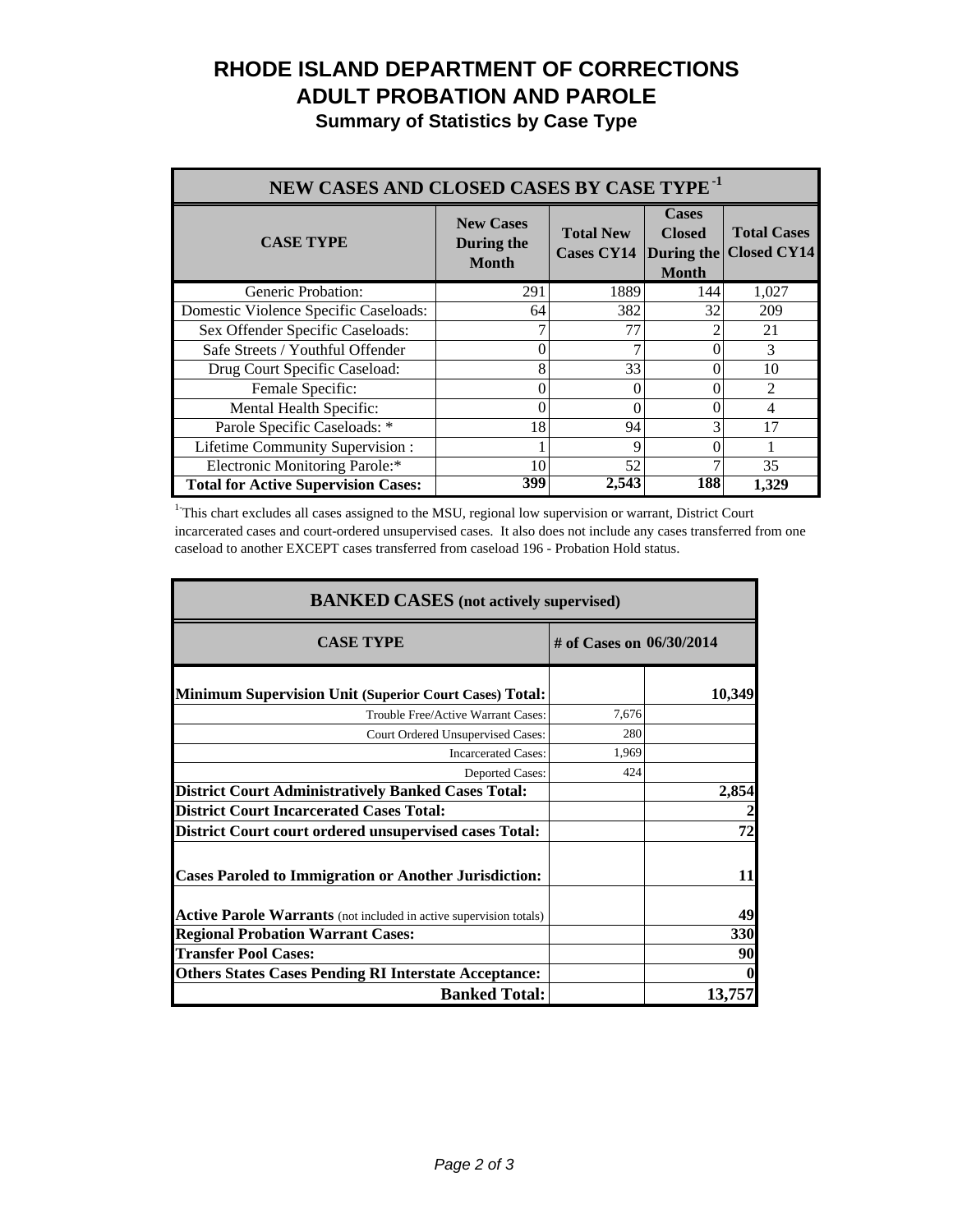# RHODE ISLAND DEPARTMENT OF CORRECTIONS
# ADULT PROBATION AND PAROLE
## Summary of Statistics by Case Type

| NEW CASES AND CLOSED CASES BY CASE TYPE [1] | | | | |
|---|---|---|---|---|
| **CASE TYPE** | **New Cases During the Month** | **Total New Cases CY14** | **Cases Closed During the Month** | **Total Cases Closed CY14** |
| Generic Probation: | 291 | 1889 | 144 | 1,027 |
| Domestic Violence Specific Caseloads: | 64 | 382 | 32 | 209 |
| Sex Offender Specific Caseloads: | 7 | 77 | 2 | 21 |
| Safe Streets / Youthful Offender | 0 | 7 | 0 | 3 |
| Drug Court Specific Caseload: | 8 | 33 | 0 | 10 |
| Female Specific: | 0 | 0 | 0 | 2 |
| Mental Health Specific: | 0 | 0 | 0 | 4 |
| Parole Specific Caseloads: * | 18 | 94 | 3 | 17 |
| Lifetime Community Supervision : | 1 | 9 | 0 | 1 |
| Electronic Monitoring Parole:* | 10 | 52 | 7 | 35 |
| **Total for Active Supervision Cases:** | **399** | **2,543** | **188** | **1,329** |

[1] This chart excludes all cases assigned to the MSU, regional low supervision or warrant, District Court incarcerated cases and court-ordered unsupervised cases. It also does not include any cases transferred from one caseload to another EXCEPT cases transferred from caseload 196 - Probation Hold status.

| BANKED CASES (not actively supervised) | | |
|---|---|---|
| **CASE TYPE** | **# of Cases on 06/30/2014** | |
| **Minimum Supervision Unit (Superior Court Cases) Total:** | | **10,349** |
| Trouble Free/Active Warrant Cases: | 7,676 | |
| Court Ordered Unsupervised Cases: | 280 | |
| Incarcerated Cases: | 1,969 | |
| Deported Cases: | 424 | |
| **District Court Administratively Banked Cases Total:** | | **2,854** |
| **District Court Incarcerated Cases Total:** | | **2** |
| **District Court court ordered unsupervised cases Total:** | | **72** |
| **Cases Paroled to Immigration or Another Jurisdiction:** | | **11** |
| **Active Parole Warrants** (not included in active supervision totals) | | **49** |
| **Regional Probation Warrant Cases:** | | **330** |
| **Transfer Pool Cases:** | | **90** |
| **Others States Cases Pending RI Interstate Acceptance:** | | **0** |
| **Banked Total:** | | **13,757** |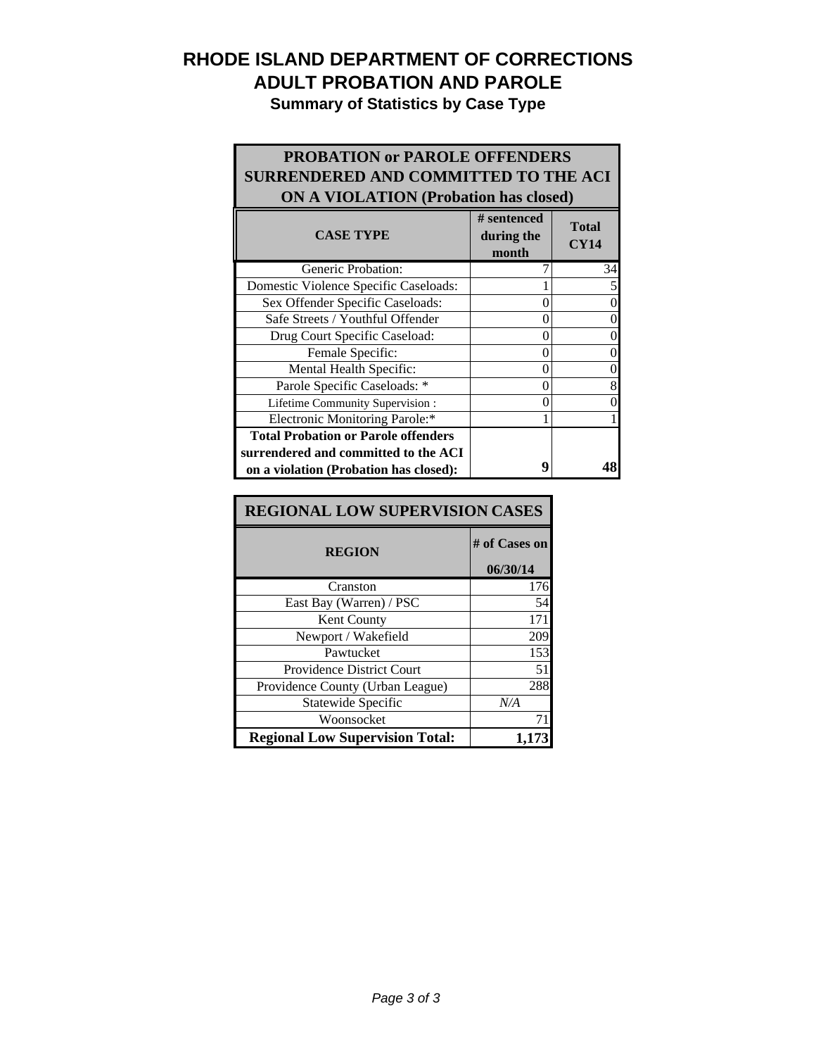# RHODE ISLAND DEPARTMENT OF CORRECTIONS
## ADULT PROBATION AND PAROLE
### Summary of Statistics by Case Type

| PROBATION or PAROLE OFFENDERS SURRENDERED AND COMMITTED TO THE ACI ON A VIOLATION (Probation has closed) | | |
|---|---|---|
| **CASE TYPE** | **# sentenced during the month** | **Total CY14** |
| Generic Probation: | 7 | 34 |
| Domestic Violence Specific Caseloads: | 1 | 5 |
| Sex Offender Specific Caseloads: | 0 | 0 |
| Safe Streets / Youthful Offender | 0 | 0 |
| Drug Court Specific Caseload: | 0 | 0 |
| Female Specific: | 0 | 0 |
| Mental Health Specific: | 0 | 0 |
| Parole Specific Caseloads: * | 0 | 8 |
| Lifetime Community Supervision : | 0 | 0 |
| Electronic Monitoring Parole:* | 1 | 1 |
| **Total Probation or Parole offenders surrendered and committed to the ACI on a violation (Probation has closed):** | **9** | **48** |

| REGIONAL LOW SUPERVISION CASES | |
|---|---|
| **REGION** | **# of Cases on 06/30/14** |
| Cranston | 176 |
| East Bay (Warren) / PSC | 54 |
| Kent County | 171 |
| Newport / Wakefield | 209 |
| Pawtucket | 153 |
| Providence District Court | 51 |
| Providence County (Urban League) | 288 |
| Statewide Specific | *N/A* |
| Woonsocket | 71 |
| **Regional Low Supervision Total:** | **1,173** |